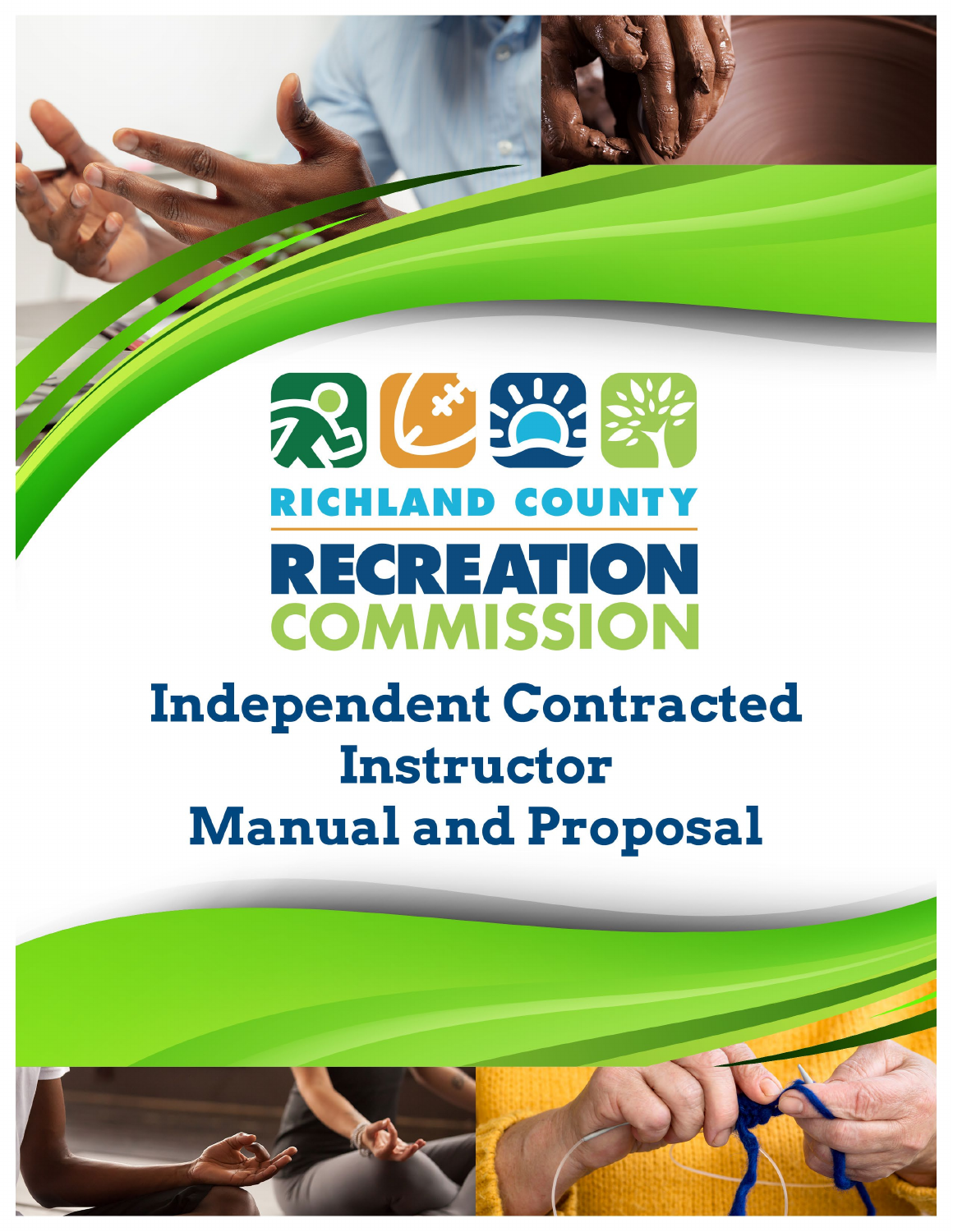RICHLAND COUNTY

RECREATION

COMMISSION

# Independent Contracted Instructor Manual and Proposal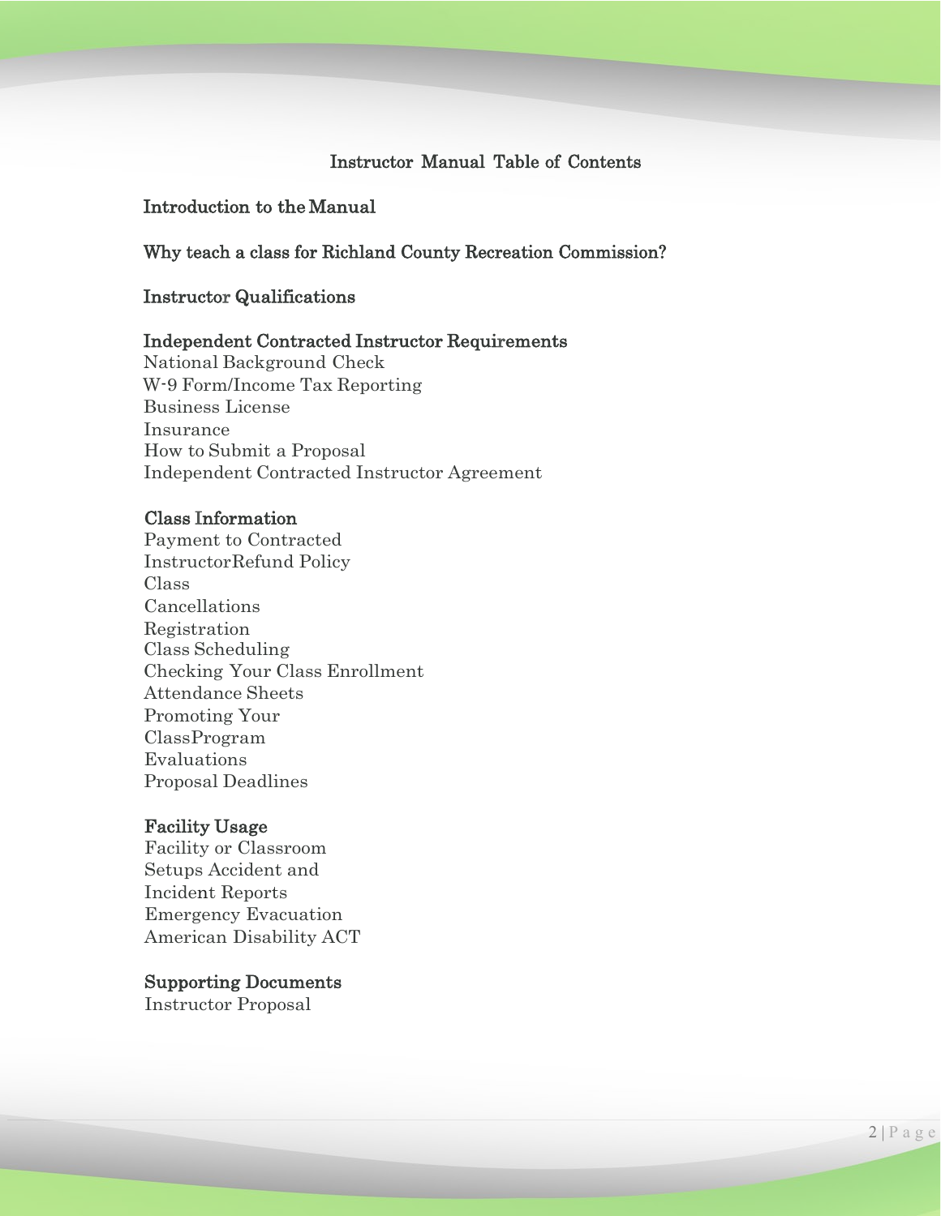# Instructor Manual Table of Contents

**Introduction to the Manual**

**Why teach a class for Richland County Recreation Commission?**

**Instructor Qualifications**

**Independent Contracted Instructor Requirements**

National Background Check
W-9 Form/Income Tax Reporting
Business License
Insurance
How to Submit a Proposal
Independent Contracted Instructor Agreement

**Class Information**

Payment to Contracted
InstructorRefund Policy
Class
Cancellations
Registration
Class Scheduling
Checking Your Class Enrollment
Attendance Sheets
Promoting Your
ClassProgram
Evaluations
Proposal Deadlines

**Facility Usage**

Facility or Classroom
Setups Accident and
Incident Reports
Emergency Evacuation
American Disability ACT

**Supporting Documents**

Instructor Proposal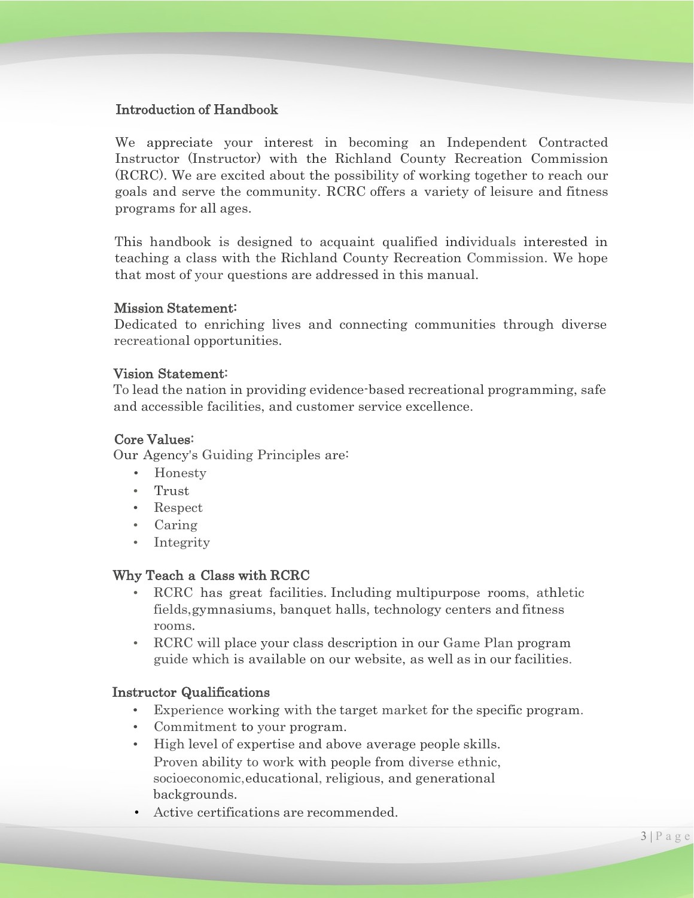## Introduction of Handbook

We appreciate your interest in becoming an Independent Contracted Instructor (Instructor) with the Richland County Recreation Commission (RCRC). We are excited about the possibility of working together to reach our goals and serve the community. RCRC offers a variety of leisure and fitness programs for all ages.

This handbook is designed to acquaint qualified individuals interested in teaching a class with the Richland County Recreation Commission. We hope that most of your questions are addressed in this manual.

## Mission Statement:

Dedicated to enriching lives and connecting communities through diverse recreational opportunities.

## Vision Statement:

To lead the nation in providing evidence-based recreational programming, safe and accessible facilities, and customer service excellence.

## Core Values:

Our Agency's Guiding Principles are:

- Honesty
- Trust
- Respect
- Caring
- Integrity

## Why Teach a Class with RCRC

- RCRC has great facilities. Including multipurpose rooms, athletic fields,gymnasiums, banquet halls, technology centers and fitness rooms.
- RCRC will place your class description in our Game Plan program guide which is available on our website, as well as in our facilities.

## Instructor Qualifications

- Experience working with the target market for the specific program.
- Commitment to your program.
- High level of expertise and above average people skills. Proven ability to work with people from diverse ethnic, socioeconomic,educational, religious, and generational backgrounds.
- Active certifications are recommended.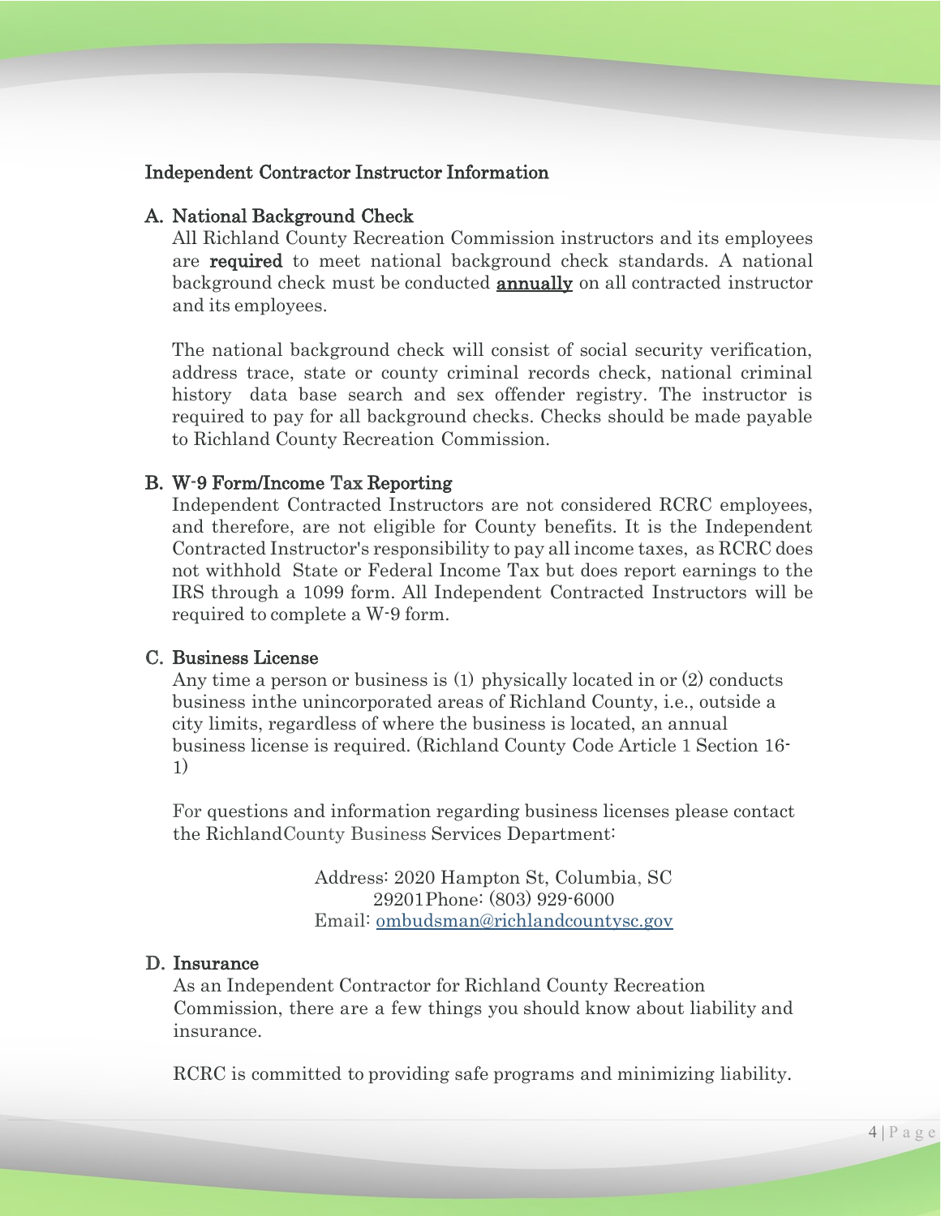## Independent Contractor Instructor Information

### A. National Background Check

All Richland County Recreation Commission instructors and its employees are **required** to meet national background check standards. A national background check must be conducted **annually** on all contracted instructor and its employees.

The national background check will consist of social security verification, address trace, state or county criminal records check, national criminal history data base search and sex offender registry. The instructor is required to pay for all background checks. Checks should be made payable to Richland County Recreation Commission.

### B. W-9 Form/Income Tax Reporting

Independent Contracted Instructors are not considered RCRC employees, and therefore, are not eligible for County benefits. It is the Independent Contracted Instructor's responsibility to pay all income taxes, as RCRC does not withhold State or Federal Income Tax but does report earnings to the IRS through a 1099 form. All Independent Contracted Instructors will be required to complete a W-9 form.

### C. Business License

Any time a person or business is (1) physically located in or (2) conducts business inthe unincorporated areas of Richland County, i.e., outside a city limits, regardless of where the business is located, an annual business license is required. (Richland County Code Article 1 Section 16-1)

For questions and information regarding business licenses please contact the RichlandCounty Business Services Department:

Address: 2020 Hampton St, Columbia, SC 29201Phone: (803) 929-6000
Email: ombudsman@richlandcountysc.gov

### D. Insurance

As an Independent Contractor for Richland County Recreation Commission, there are a few things you should know about liability and insurance.

RCRC is committed to providing safe programs and minimizing liability.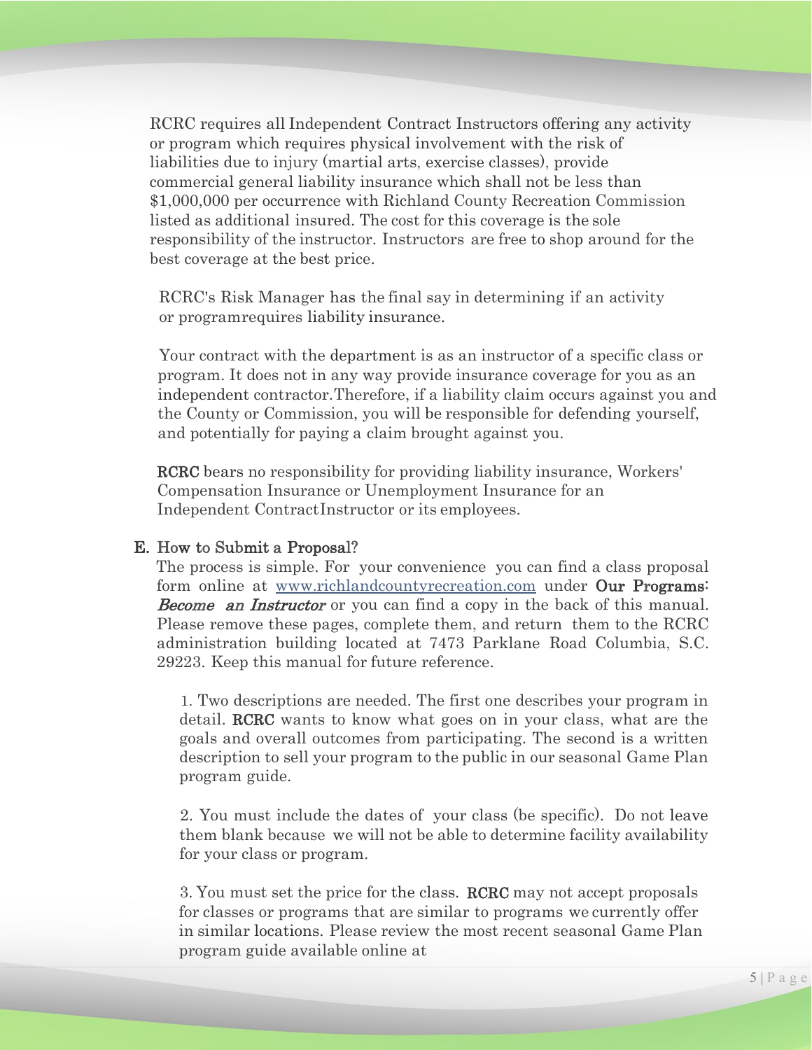RCRC requires all Independent Contract Instructors offering any activity or program which requires physical involvement with the risk of liabilities due to injury (martial arts, exercise classes), provide commercial general liability insurance which shall not be less than $1,000,000 per occurrence with Richland County Recreation Commission listed as additional insured. The cost for this coverage is the sole responsibility of the instructor. Instructors are free to shop around for the best coverage at the best price.

RCRC's Risk Manager has the final say in determining if an activity or programrequires liability insurance.

Your contract with the department is as an instructor of a specific class or program. It does not in any way provide insurance coverage for you as an independent contractor.Therefore, if a liability claim occurs against you and the County or Commission, you will be responsible for defending yourself, and potentially for paying a claim brought against you.

**RCRC** bears no responsibility for providing liability insurance, Workers' Compensation Insurance or Unemployment Insurance for an Independent ContractInstructor or its employees.

**E. How to Submit a Proposal?**

The process is simple. For your convenience you can find a class proposal form online at www.richlandcountyrecreation.com under **Our Programs: *Become an Instructor*** or you can find a copy in the back of this manual. Please remove these pages, complete them, and return them to the RCRC administration building located at 7473 Parklane Road Columbia, S.C. 29223. Keep this manual for future reference.

1. Two descriptions are needed. The first one describes your program in detail. **RCRC** wants to know what goes on in your class, what are the goals and overall outcomes from participating. The second is a written description to sell your program to the public in our seasonal Game Plan program guide.

2. You must include the dates of your class (be specific). Do not leave them blank because we will not be able to determine facility availability for your class or program.

3. You must set the price for the class. **RCRC** may not accept proposals for classes or programs that are similar to programs we currently offer in similar locations. Please review the most recent seasonal Game Plan program guide available online at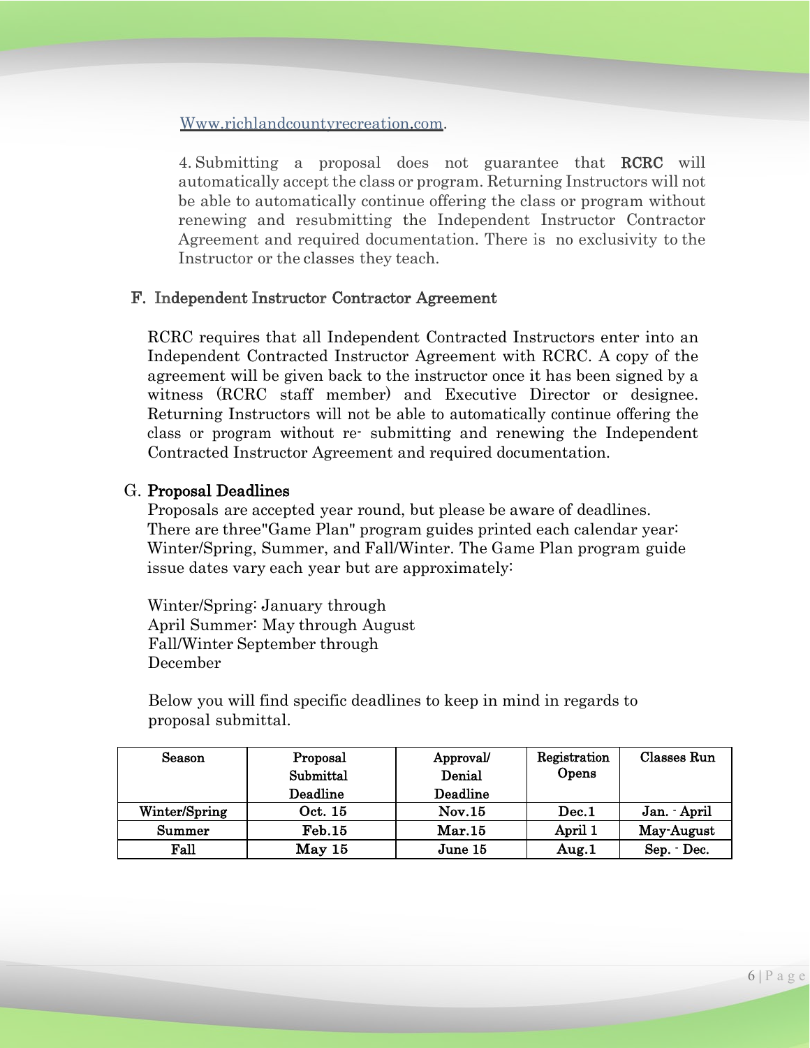Www.richlandcountyrecreation.com.

4. Submitting a proposal does not guarantee that **RCRC** will automatically accept the class or program. Returning Instructors will not be able to automatically continue offering the class or program without renewing and resubmitting the Independent Instructor Contractor Agreement and required documentation. There is no exclusivity to the Instructor or the classes they teach.

## F. Independent Instructor Contractor Agreement

RCRC requires that all Independent Contracted Instructors enter into an Independent Contracted Instructor Agreement with RCRC. A copy of the agreement will be given back to the instructor once it has been signed by a witness (RCRC staff member) and Executive Director or designee. Returning Instructors will not be able to automatically continue offering the class or program without re- submitting and renewing the Independent Contracted Instructor Agreement and required documentation.

## G. Proposal Deadlines

Proposals are accepted year round, but please be aware of deadlines. There are three"Game Plan" program guides printed each calendar year: Winter/Spring, Summer, and Fall/Winter. The Game Plan program guide issue dates vary each year but are approximately:

Winter/Spring: January through
April Summer: May through August
Fall/Winter September through
December

Below you will find specific deadlines to keep in mind in regards to proposal submittal.

| Season | Proposal Submittal Deadline | Approval/ Denial Deadline | Registration Opens | Classes Run |
|---|---|---|---|---|
| Winter/Spring | Oct. 15 | Nov.15 | Dec.1 | Jan. - April |
| Summer | Feb.15 | Mar.15 | April 1 | May-August |
| Fall | May 15 | June 15 | Aug.1 | Sep. - Dec. |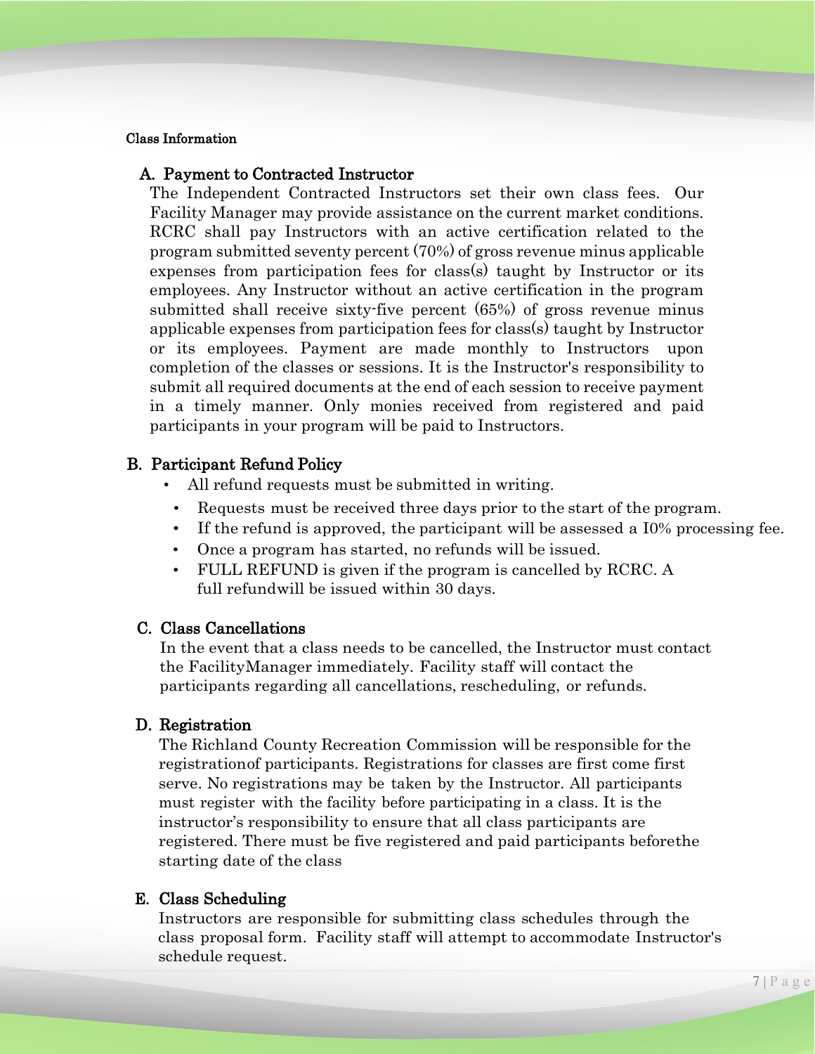Class Information

## A. Payment to Contracted Instructor

The Independent Contracted Instructors set their own class fees. Our Facility Manager may provide assistance on the current market conditions. RCRC shall pay Instructors with an active certification related to the program submitted seventy percent (70%) of gross revenue minus applicable expenses from participation fees for class(s) taught by Instructor or its employees. Any Instructor without an active certification in the program submitted shall receive sixty-five percent (65%) of gross revenue minus applicable expenses from participation fees for class(s) taught by Instructor or its employees. Payment are made monthly to Instructors upon completion of the classes or sessions. It is the Instructor's responsibility to submit all required documents at the end of each session to receive payment in a timely manner. Only monies received from registered and paid participants in your program will be paid to Instructors.

## B. Participant Refund Policy

- All refund requests must be submitted in writing.
- Requests must be received three days prior to the start of the program.
- If the refund is approved, the participant will be assessed a I0% processing fee.
- Once a program has started, no refunds will be issued.
- FULL REFUND is given if the program is cancelled by RCRC. A full refundwill be issued within 30 days.

## C. Class Cancellations

In the event that a class needs to be cancelled, the Instructor must contact the FacilityManager immediately. Facility staff will contact the participants regarding all cancellations, rescheduling, or refunds.

## D. Registration

The Richland County Recreation Commission will be responsible for the registrationof participants. Registrations for classes are first come first serve. No registrations may be taken by the Instructor. All participants must register with the facility before participating in a class. It is the instructor's responsibility to ensure that all class participants are registered. There must be five registered and paid participants beforethe starting date of the class

## E. Class Scheduling

Instructors are responsible for submitting class schedules through the class proposal form. Facility staff will attempt to accommodate Instructor's schedule request.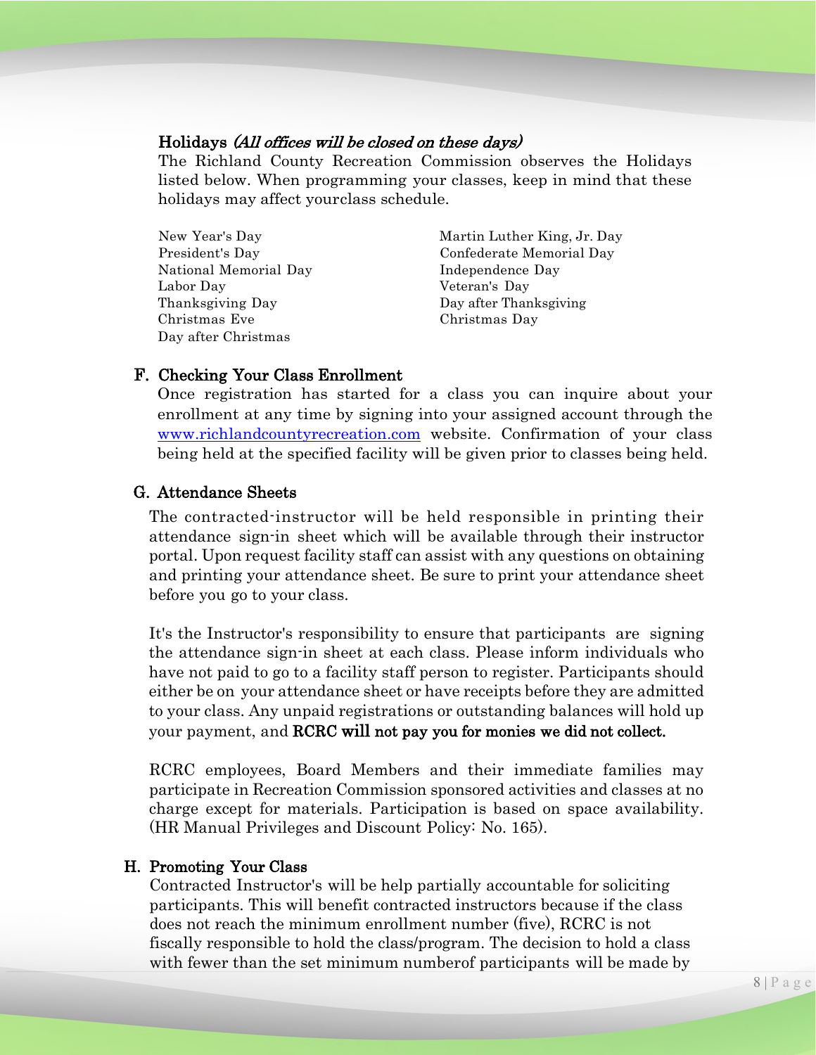**Holidays** *(All offices will be closed on these days)*

The Richland County Recreation Commission observes the Holidays listed below. When programming your classes, keep in mind that these holidays may affect yourclass schedule.

- New Year's Day
- Martin Luther King, Jr. Day
- President's Day
- Confederate Memorial Day
- National Memorial Day
- Independence Day
- Labor Day
- Veteran's Day
- Thanksgiving Day
- Day after Thanksgiving
- Christmas Eve
- Christmas Day
- Day after Christmas

## F. Checking Your Class Enrollment

Once registration has started for a class you can inquire about your enrollment at any time by signing into your assigned account through the [www.richlandcountyrecreation.com](http://www.richlandcountyrecreation.com) website. Confirmation of your class being held at the specified facility will be given prior to classes being held.

## G. Attendance Sheets

The contracted-instructor will be held responsible in printing their attendance sign-in sheet which will be available through their instructor portal. Upon request facility staff can assist with any questions on obtaining and printing your attendance sheet. Be sure to print your attendance sheet before you go to your class.

It's the Instructor's responsibility to ensure that participants are signing the attendance sign-in sheet at each class. Please inform individuals who have not paid to go to a facility staff person to register. Participants should either be on your attendance sheet or have receipts before they are admitted to your class. Any unpaid registrations or outstanding balances will hold up your payment, and **RCRC will not pay you for monies we did not collect.**

RCRC employees, Board Members and their immediate families may participate in Recreation Commission sponsored activities and classes at no charge except for materials. Participation is based on space availability. (HR Manual Privileges and Discount Policy: No. 165).

## H. Promoting Your Class

Contracted Instructor's will be help partially accountable for soliciting participants. This will benefit contracted instructors because if the class does not reach the minimum enrollment number (five), RCRC is not fiscally responsible to hold the class/program. The decision to hold a class with fewer than the set minimum numberof participants will be made by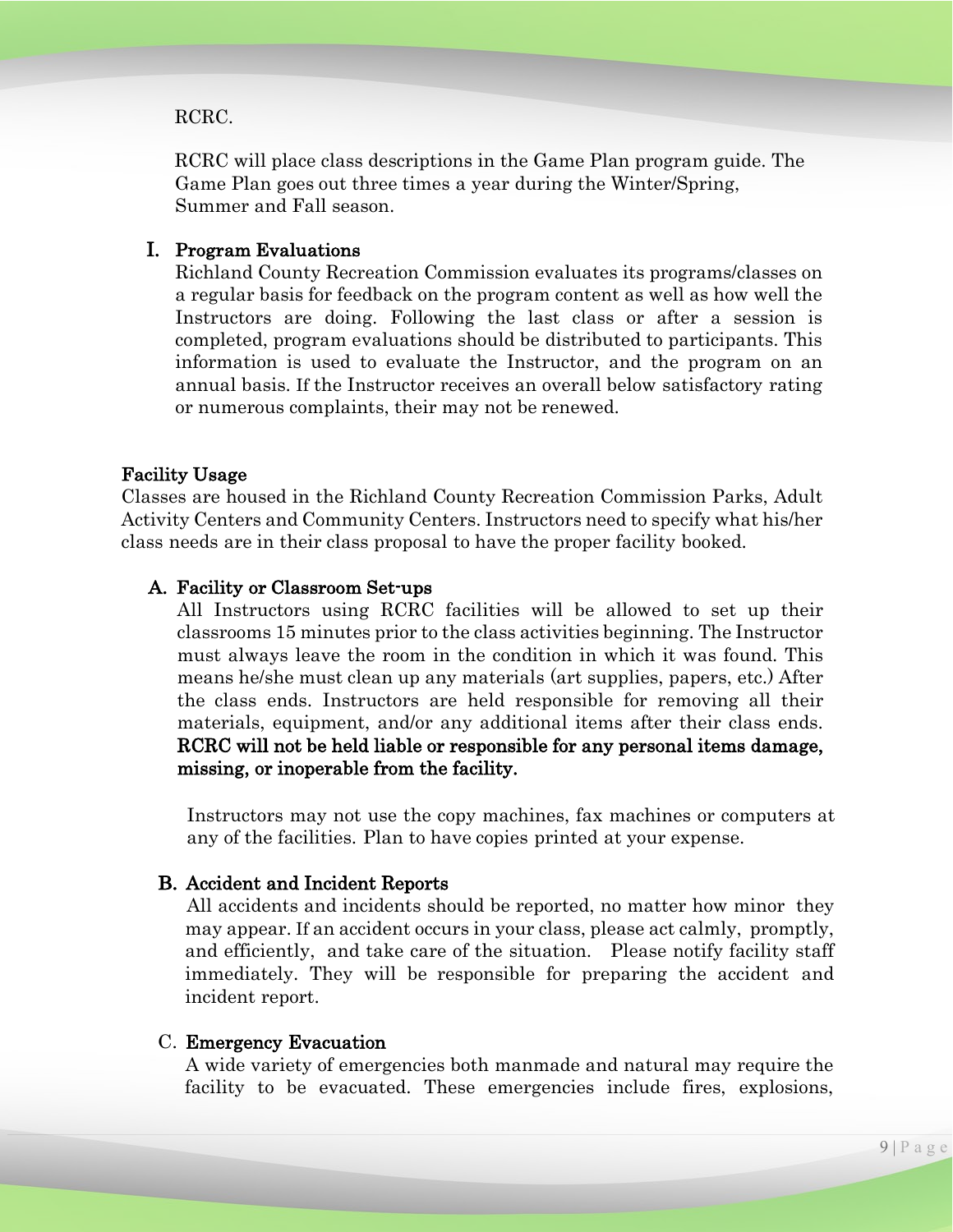RCRC.

RCRC will place class descriptions in the Game Plan program guide. The Game Plan goes out three times a year during the Winter/Spring, Summer and Fall season.

**I. Program Evaluations**

Richland County Recreation Commission evaluates its programs/classes on a regular basis for feedback on the program content as well as how well the Instructors are doing. Following the last class or after a session is completed, program evaluations should be distributed to participants. This information is used to evaluate the Instructor, and the program on an annual basis. If the Instructor receives an overall below satisfactory rating or numerous complaints, their may not be renewed.

## Facility Usage

Classes are housed in the Richland County Recreation Commission Parks, Adult Activity Centers and Community Centers. Instructors need to specify what his/her class needs are in their class proposal to have the proper facility booked.

**A. Facility or Classroom Set-ups**

All Instructors using RCRC facilities will be allowed to set up their classrooms 15 minutes prior to the class activities beginning. The Instructor must always leave the room in the condition in which it was found. This means he/she must clean up any materials (art supplies, papers, etc.) After the class ends. Instructors are held responsible for removing all their materials, equipment, and/or any additional items after their class ends. **RCRC will not be held liable or responsible for any personal items damage, missing, or inoperable from the facility.**

Instructors may not use the copy machines, fax machines or computers at any of the facilities. Plan to have copies printed at your expense.

**B. Accident and Incident Reports**

All accidents and incidents should be reported, no matter how minor they may appear. If an accident occurs in your class, please act calmly, promptly, and efficiently, and take care of the situation. Please notify facility staff immediately. They will be responsible for preparing the accident and incident report.

**C. Emergency Evacuation**

A wide variety of emergencies both manmade and natural may require the facility to be evacuated. These emergencies include fires, explosions,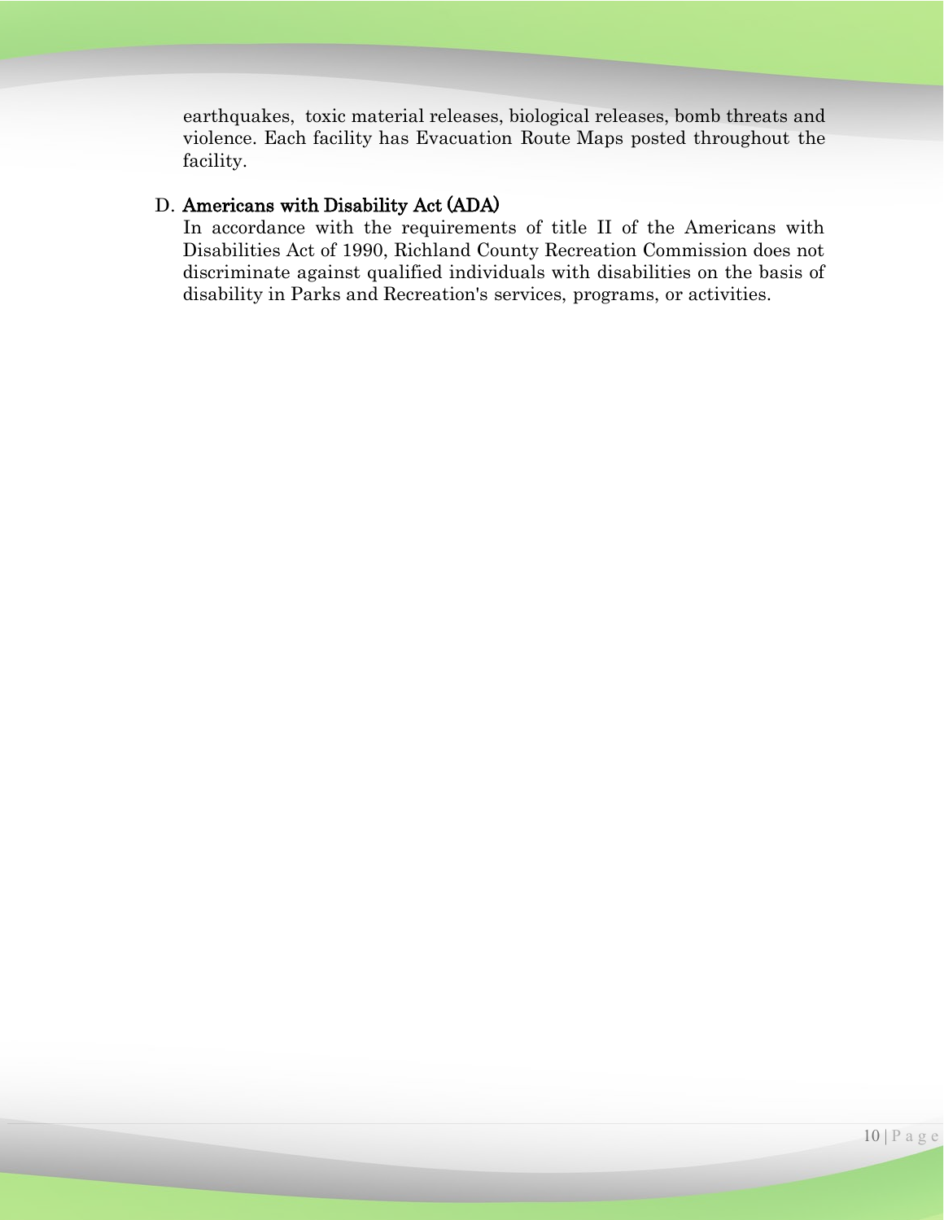earthquakes, toxic material releases, biological releases, bomb threats and violence. Each facility has Evacuation Route Maps posted throughout the facility.

D. **Americans with Disability Act (ADA)**

In accordance with the requirements of title II of the Americans with Disabilities Act of 1990, Richland County Recreation Commission does not discriminate against qualified individuals with disabilities on the basis of disability in Parks and Recreation's services, programs, or activities.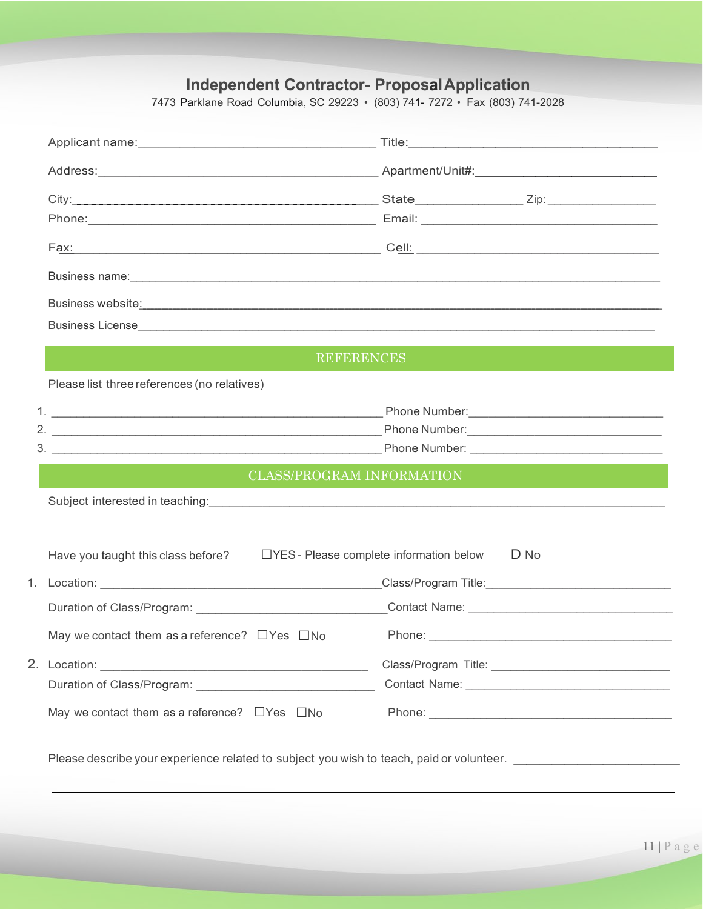# Independent Contractor- Proposal Application

7473 Parklane Road Columbia, SC 29223 • (803) 741- 7272 • Fax (803) 741-2028

Applicant name:___________________________________ Title:____________________________________

Address:__________________________________________ Apartment/Unit#:__________________________

City:_____________________________________________ State_______________ Zip:________________

Phone:___________________________________________ Email: ___________________________________

Fax:_____________________________________________ Cell: _____________________________________

Business name:_____________________________________________________________________________

Business website:___________________________________________________________________________

Business License____________________________________________________________________________

## REFERENCES

Please list three references (no relatives)

1. __________________________________________________ Phone Number:____________________________
2. __________________________________________________ Phone Number:____________________________
3. __________________________________________________ Phone Number: ____________________________

## CLASS/PROGRAM INFORMATION

Subject interested in teaching:_______________________________________________________________

Have you taught this class before? ☐YES - Please complete information below ☐ No

1. Location: ______________________________________ Class/Program Title:_____________________________

   Duration of Class/Program: ___________________________ Contact Name: _________________________________

   May we contact them as a reference? ☐Yes ☐No Phone: ______________________________________

2. Location: ______________________________________ Class/Program Title: _____________________________

   Duration of Class/Program: ___________________________ Contact Name: _________________________________

   May we contact them as a reference? ☐Yes ☐No Phone: ______________________________________

Please describe your experience related to subject you wish to teach, paid or volunteer. ________________________

_____________________________________________________________________________________________

_____________________________________________________________________________________________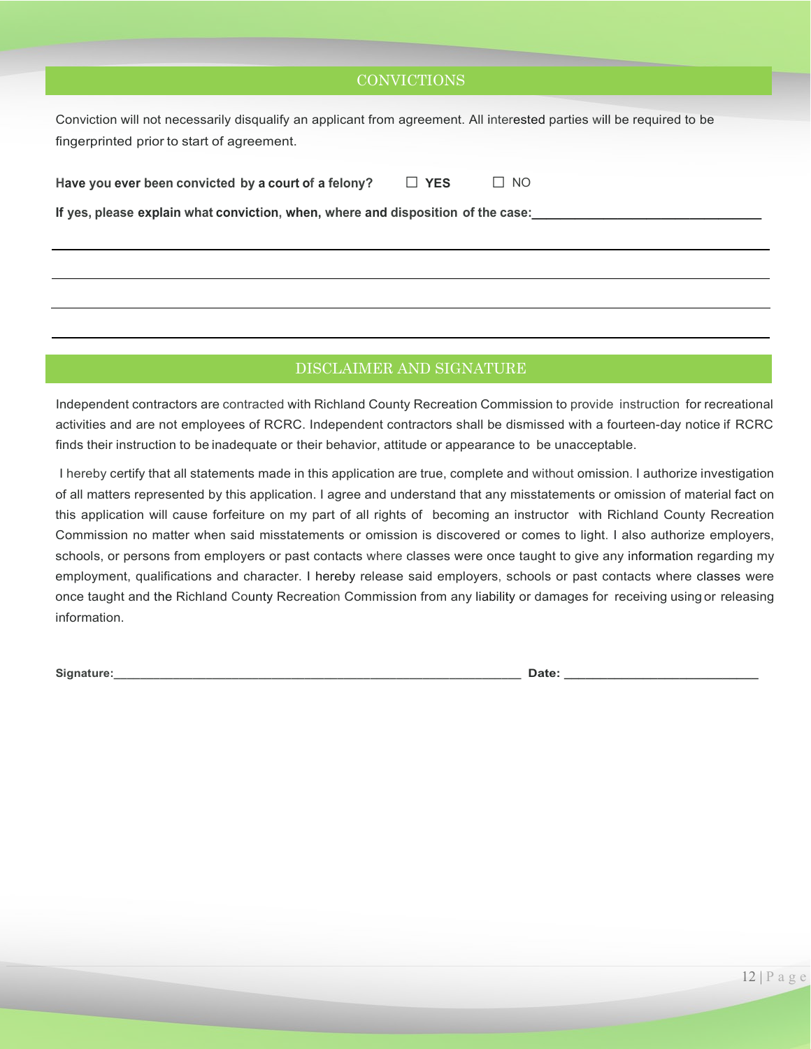## CONVICTIONS

Conviction will not necessarily disqualify an applicant from agreement. All interested parties will be required to be fingerprinted prior to start of agreement.

**Have you ever been convicted by a court of a felony?** ☐ **YES** ☐ NO

**If yes, please explain what conviction, when, where and disposition of the case:**________________________________

______________________________________________________________________________________

______________________________________________________________________________________

______________________________________________________________________________________

______________________________________________________________________________________

## DISCLAIMER AND SIGNATURE

Independent contractors are contracted with Richland County Recreation Commission to provide instruction for recreational activities and are not employees of RCRC. Independent contractors shall be dismissed with a fourteen-day notice if RCRC finds their instruction to be inadequate or their behavior, attitude or appearance to be unacceptable.

I hereby certify that all statements made in this application are true, complete and without omission. I authorize investigation of all matters represented by this application. I agree and understand that any misstatements or omission of material fact on this application will cause forfeiture on my part of all rights of becoming an instructor with Richland County Recreation Commission no matter when said misstatements or omission is discovered or comes to light. I also authorize employers, schools, or persons from employers or past contacts where classes were once taught to give any information regarding my employment, qualifications and character. I hereby release said employers, schools or past contacts where classes were once taught and the Richland County Recreation Commission from any liability or damages for receiving using or releasing information.

**Signature:**__________________________________________________________ **Date:** ___________________________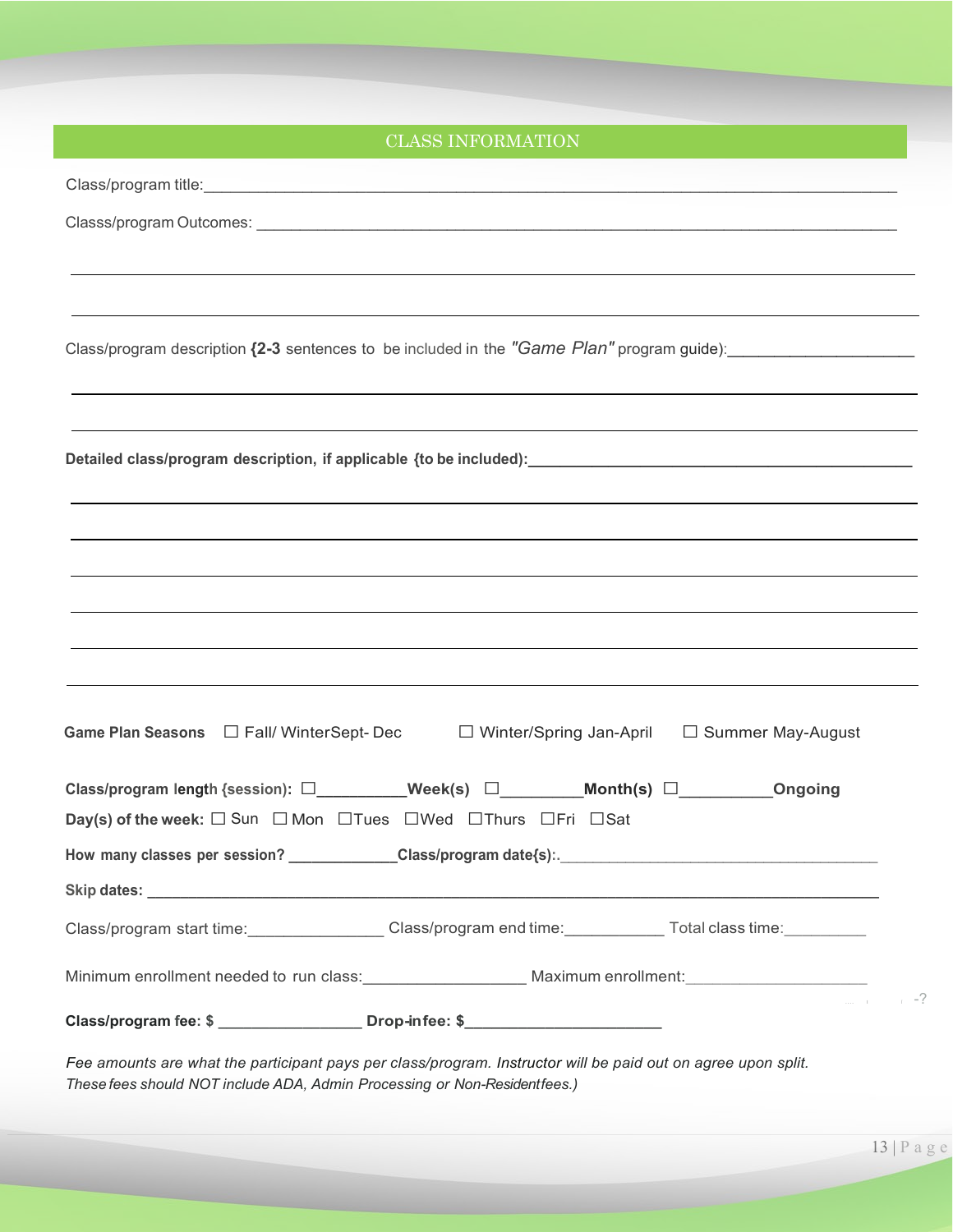## CLASS INFORMATION

Class/program title:_______________________________________________________________________________

Classs/program Outcomes: ___________________________________________________________________________

_____________________________________________________________________________________________

_____________________________________________________________________________________________

Class/program description {**2-3** sentences to be included in the *"Game Plan"* program guide):_____________________

_____________________________________________________________________________________________

_____________________________________________________________________________________________

**Detailed class/program description, if applicable {to be included):**_____________________________________________

_____________________________________________________________________________________________

_____________________________________________________________________________________________

_____________________________________________________________________________________________

_____________________________________________________________________________________________

_____________________________________________________________________________________________

_____________________________________________________________________________________________

**Game Plan Seasons** ☐ Fall/ WinterSept- Dec ☐ Winter/Spring Jan-April ☐ Summer May-August

**Class/program length {session):** ☐__________**Week(s)** ☐_________**Month(s)** ☐__________**Ongoing**

**Day(s) of the week:** ☐ Sun ☐ Mon ☐Tues ☐Wed ☐Thurs ☐Fri ☐Sat

**How many classes per session?** ____________**Class/program date{s):.**_____________________________________

**Skip dates:** _______________________________________________________________________________________

Class/program start time:_______________ Class/program end time:___________ Total class time:_________

Minimum enrollment needed to run class:__________________ Maximum enrollment:____________________

**Class/program fee: $** ________________ **Drop-in fee: $**______________________

*Fee amounts are what the participant pays per class/program. Instructor will be paid out on agree upon split. These fees should NOT include ADA, Admin Processing or Non-Residentfees.)*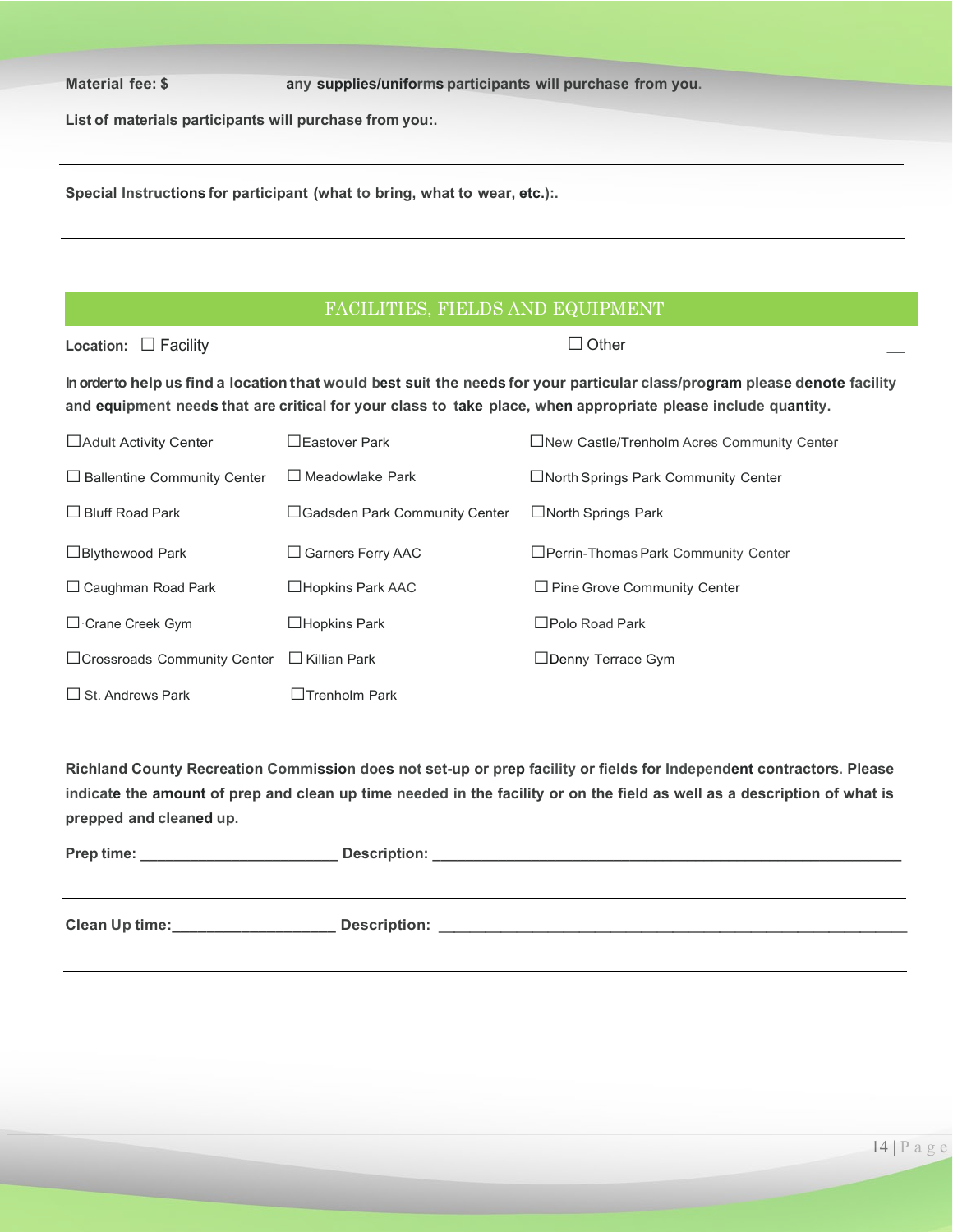**Material fee: $** any supplies/uniforms participants will purchase from you.

**List of materials participants will purchase from you:.**

---

**Special Instructions for participant (what to bring, what to wear, etc.):.**

---

---

## FACILITIES, FIELDS AND EQUIPMENT

**Location:** ☐ Facility ☐ Other \_\_

**In order to help us find a location that would best suit the needs for your particular class/program please denote facility and equipment needs that are critical for your class to take place, when appropriate please include quantity.**

| | | |
|---|---|---|
| ☐Adult Activity Center | ☐Eastover Park | ☐New Castle/Trenholm Acres Community Center |
| ☐ Ballentine Community Center | ☐ Meadowlake Park | ☐North Springs Park Community Center |
| ☐ Bluff Road Park | ☐Gadsden Park Community Center | ☐North Springs Park |
| ☐Blythewood Park | ☐ Garners Ferry AAC | ☐Perrin-Thomas Park Community Center |
| ☐ Caughman Road Park | ☐Hopkins Park AAC | ☐ Pine Grove Community Center |
| ☐ Crane Creek Gym | ☐Hopkins Park | ☐Polo Road Park |
| ☐Crossroads Community Center | ☐ Killian Park | ☐Denny Terrace Gym |
| ☐ St. Andrews Park | ☐Trenholm Park | |

**Richland County Recreation Commission does not set-up or prep facility or fields for Independent contractors. Please indicate the amount of prep and clean up time needed in the facility or on the field as well as a description of what is prepped and cleaned up.**

**Prep time:** \_\_\_\_\_\_\_\_\_\_\_\_\_\_\_\_\_\_\_\_\_\_\_\_ **Description:** \_\_\_\_\_\_\_\_\_\_\_\_\_\_\_\_\_\_\_\_\_\_\_\_\_\_\_\_\_\_\_\_\_\_\_\_\_\_\_\_\_\_\_\_\_\_\_\_\_\_\_\_\_\_\_\_\_\_

---

**Clean Up time:**\_\_\_\_\_\_\_\_\_\_\_\_\_\_\_\_\_\_\_ **Description:** \_\_\_\_\_\_\_\_\_\_\_\_\_\_\_\_\_\_\_\_\_\_\_\_\_\_\_\_\_\_\_\_\_\_\_\_\_\_\_\_\_\_\_\_\_\_\_\_\_\_\_\_\_\_\_\_\_\_

---